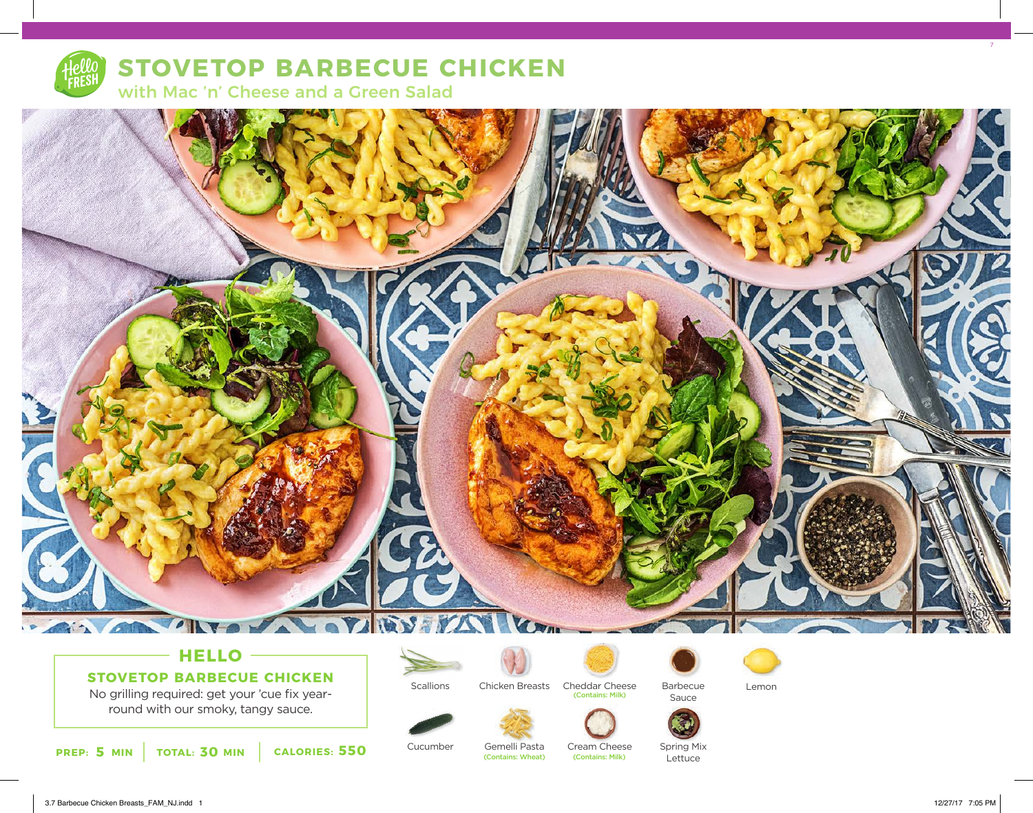# STOVETOP BARBECUE CHICKEN

## with Mac 'n' Cheese and a Green Salad

## HELLO

### STOVETOP BARBECUE CHICKEN

No grilling required: get your 'cue fix year-round with our smoky, tangy sauce.

**PREP:** 5 MIN | **TOTAL:** 30 MIN | **CALORIES:** 550

- Scallions
- Chicken Breasts
- Cheddar Cheese (Contains: Milk)
- Barbecue Sauce
- Lemon
- Cucumber
- Gemelli Pasta (Contains: Wheat)
- Cream Cheese (Contains: Milk)
- Spring Mix Lettuce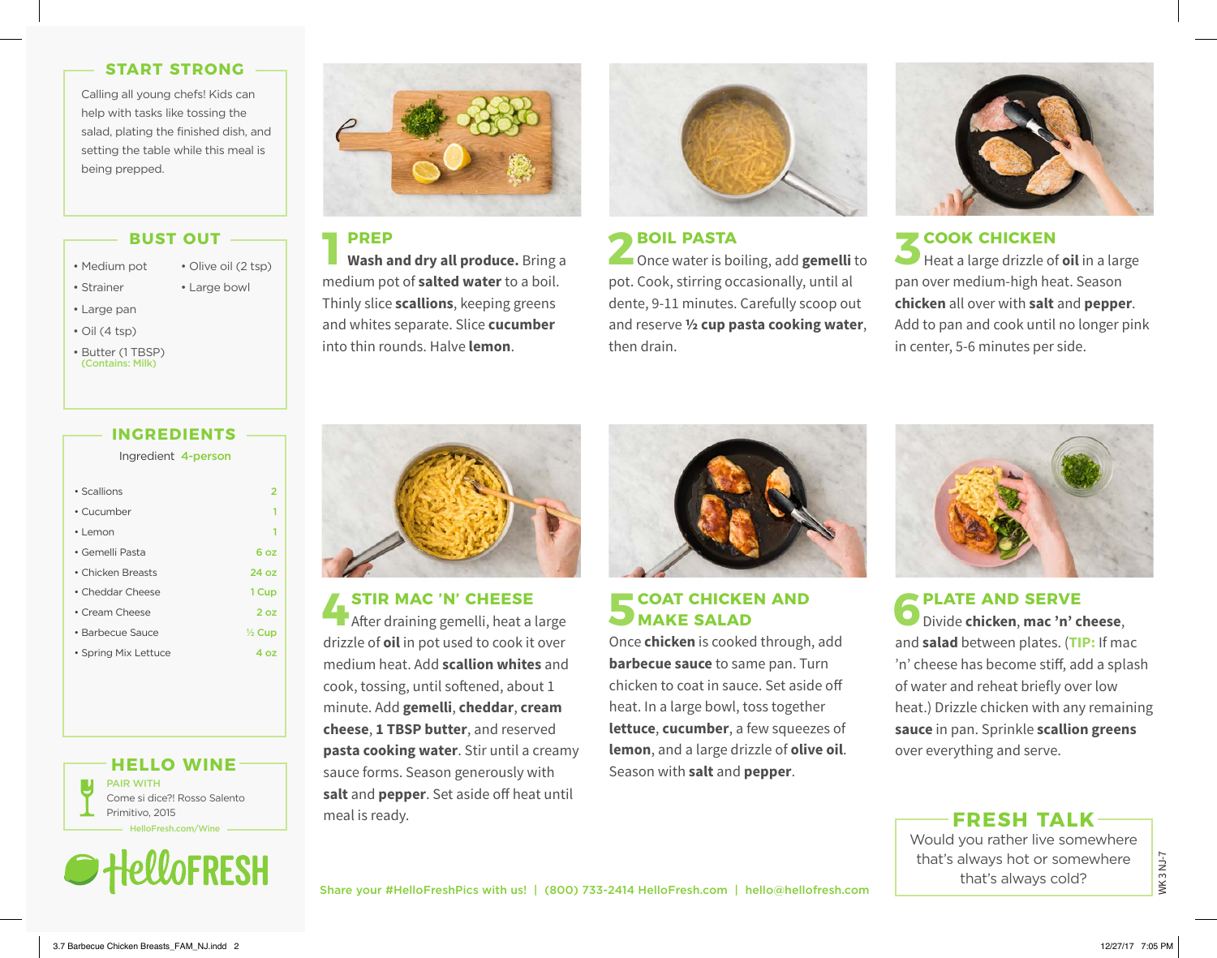## START STRONG

Calling all young chefs! Kids can help with tasks like tossing the salad, plating the finished dish, and setting the table while this meal is being prepped.

## BUST OUT

- Medium pot
- Strainer
- Large pan
- Oil (4 tsp)
- Butter (1 TBSP) (Contains: Milk)
- Olive oil (2 tsp)
- Large bowl

## INGREDIENTS

| Ingredient | 4-person |
|---|---|
| Scallions | 2 |
| Cucumber | 1 |
| Lemon | 1 |
| Gemelli Pasta | 6 oz |
| Chicken Breasts | 24 oz |
| Cheddar Cheese | 1 Cup |
| Cream Cheese | 2 oz |
| Barbecue Sauce | ½ Cup |
| Spring Mix Lettuce | 4 oz |

## HELLO WINE

PAIR WITH
Come si dice?! Rosso Salento Primitivo, 2015

HelloFresh.com/Wine

HelloFRESH

## 1 PREP

**Wash and dry all produce.** Bring a medium pot of **salted water** to a boil. Thinly slice **scallions**, keeping greens and whites separate. Slice **cucumber** into thin rounds. Halve **lemon**.

## 2 BOIL PASTA

Once water is boiling, add **gemelli** to pot. Cook, stirring occasionally, until al dente, 9-11 minutes. Carefully scoop out and reserve **½ cup pasta cooking water**, then drain.

## 3 COOK CHICKEN

Heat a large drizzle of **oil** in a large pan over medium-high heat. Season **chicken** all over with **salt** and **pepper**. Add to pan and cook until no longer pink in center, 5-6 minutes per side.

## 4 STIR MAC 'N' CHEESE

After draining gemelli, heat a large drizzle of **oil** in pot used to cook it over medium heat. Add **scallion whites** and cook, tossing, until softened, about 1 minute. Add **gemelli**, **cheddar**, **cream cheese**, **1 TBSP butter**, and reserved **pasta cooking water**. Stir until a creamy sauce forms. Season generously with **salt** and **pepper**. Set aside off heat until meal is ready.

## 5 COAT CHICKEN AND MAKE SALAD

Once **chicken** is cooked through, add **barbecue sauce** to same pan. Turn chicken to coat in sauce. Set aside off heat. In a large bowl, toss together **lettuce**, **cucumber**, a few squeezes of **lemon**, and a large drizzle of **olive oil**. Season with **salt** and **pepper**.

## 6 PLATE AND SERVE

Divide **chicken**, **mac 'n' cheese**, and **salad** between plates. (**TIP:** If mac 'n' cheese has become stiff, add a splash of water and reheat briefly over low heat.) Drizzle chicken with any remaining **sauce** in pan. Sprinkle **scallion greens** over everything and serve.

## FRESH TALK

Would you rather live somewhere that's always hot or somewhere that's always cold?

Share your #HelloFreshPics with us! | (800) 733-2414 HelloFresh.com | hello@hellofresh.com

WK 3 NJ-7